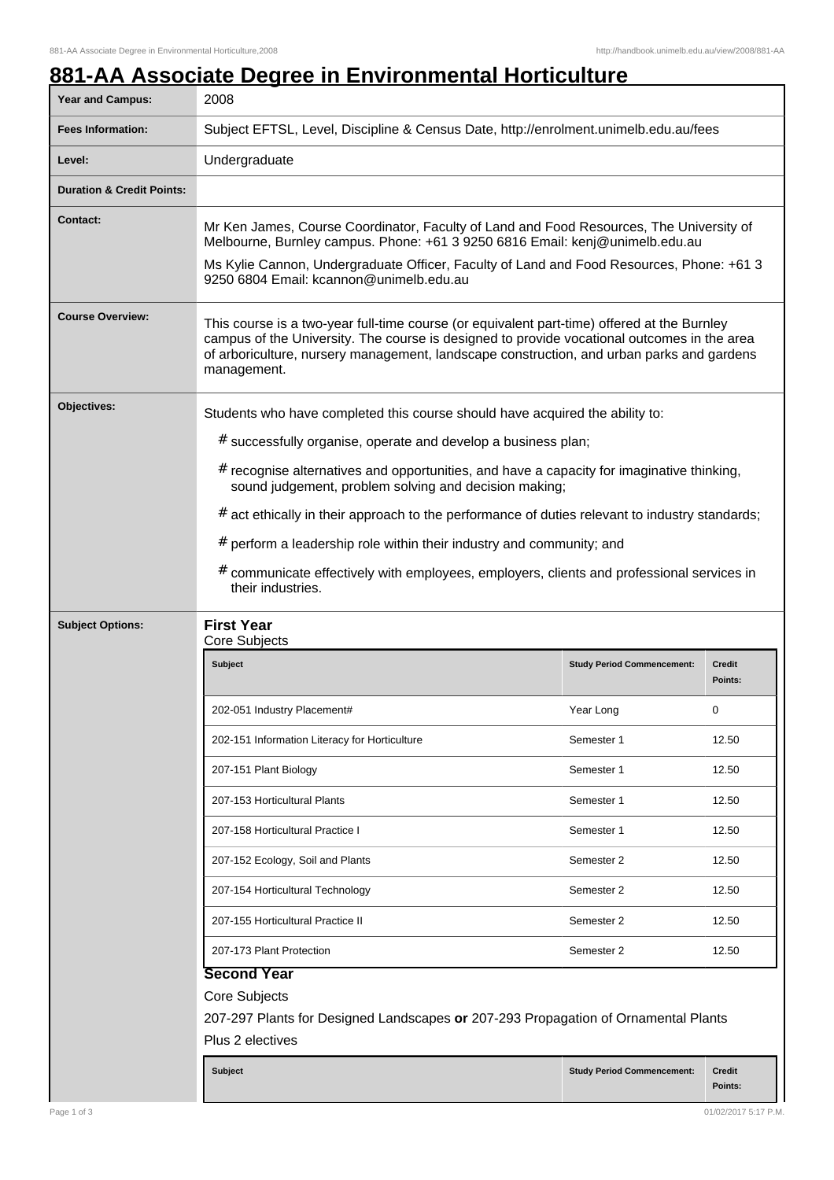# 881-AA Associate Degree in Environmental Horticulture

| | |
|---|---|
| **Year and Campus:** | 2008 |
| **Fees Information:** | Subject EFTSL, Level, Discipline & Census Date, http://enrolment.unimelb.edu.au/fees |
| **Level:** | Undergraduate |
| **Duration & Credit Points:** | |
| **Contact:** | Mr Ken James, Course Coordinator, Faculty of Land and Food Resources, The University of Melbourne, Burnley campus. Phone: +61 3 9250 6816 Email: kenj@unimelb.edu.au<br><br>Ms Kylie Cannon, Undergraduate Officer, Faculty of Land and Food Resources, Phone: +61 3 9250 6804 Email: kcannon@unimelb.edu.au |
| **Course Overview:** | This course is a two-year full-time course (or equivalent part-time) offered at the Burnley campus of the University. The course is designed to provide vocational outcomes in the area of arboriculture, nursery management, landscape construction, and urban parks and gardens management. |

**Objectives:**

Students who have completed this course should have acquired the ability to:

# successfully organise, operate and develop a business plan;

# recognise alternatives and opportunities, and have a capacity for imaginative thinking, sound judgement, problem solving and decision making;

# act ethically in their approach to the performance of duties relevant to industry standards;

# perform a leadership role within their industry and community; and

# communicate effectively with employees, employers, clients and professional services in their industries.

**Subject Options:**

### First Year

Core Subjects

| Subject | Study Period Commencement: | Credit Points: |
|---|---|---|
| 202-051 Industry Placement# | Year Long | 0 |
| 202-151 Information Literacy for Horticulture | Semester 1 | 12.50 |
| 207-151 Plant Biology | Semester 1 | 12.50 |
| 207-153 Horticultural Plants | Semester 1 | 12.50 |
| 207-158 Horticultural Practice I | Semester 1 | 12.50 |
| 207-152 Ecology, Soil and Plants | Semester 2 | 12.50 |
| 207-154 Horticultural Technology | Semester 2 | 12.50 |
| 207-155 Horticultural Practice II | Semester 2 | 12.50 |
| 207-173 Plant Protection | Semester 2 | 12.50 |

### Second Year

Core Subjects

207-297 Plants for Designed Landscapes **or** 207-293 Propagation of Ornamental Plants

Plus 2 electives

| Subject | Study Period Commencement: | Credit Points: |
|---|---|---|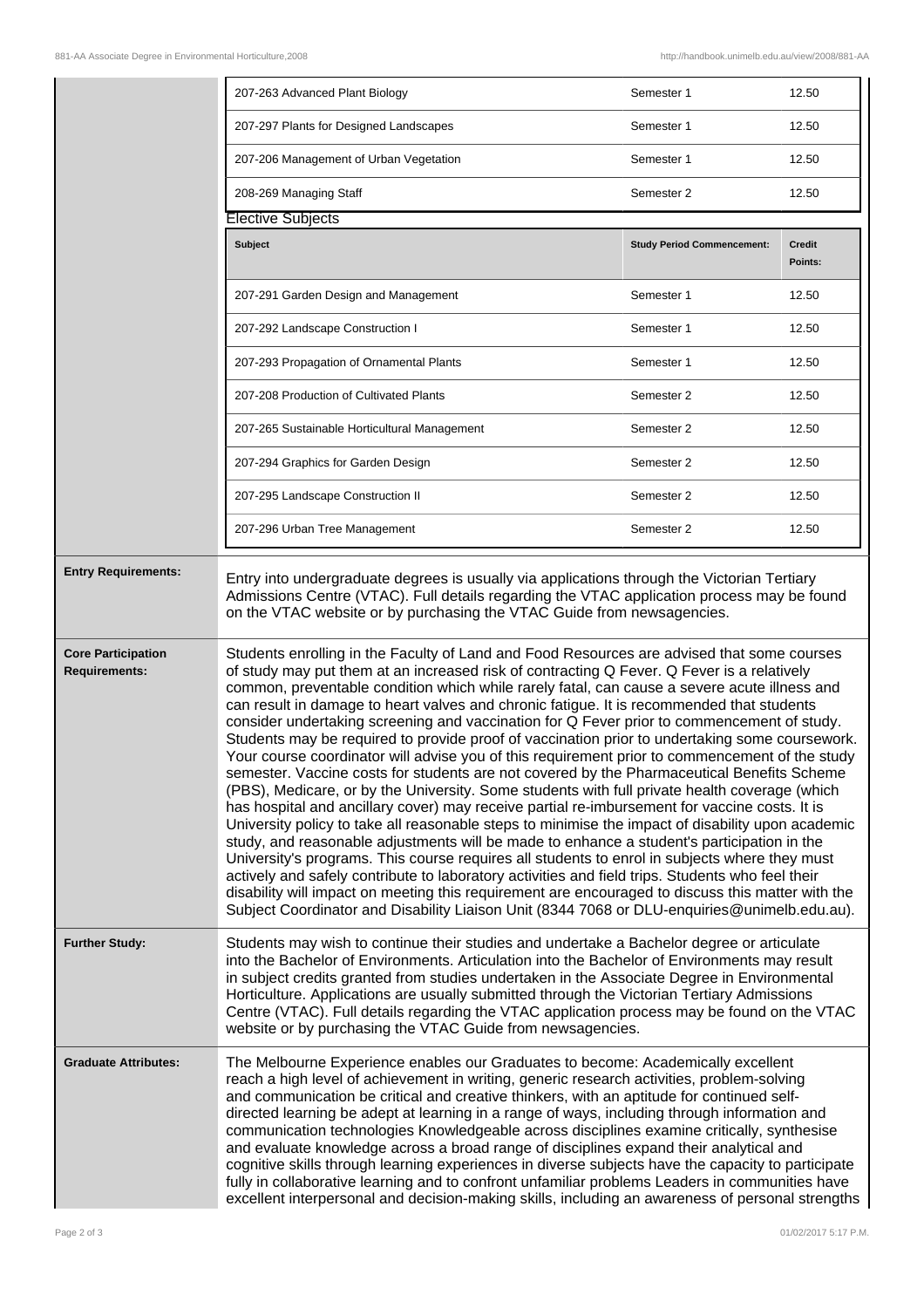| Subject | Study Period Commencement: | Credit Points: |
| --- | --- | --- |
| 207-263 Advanced Plant Biology | Semester 1 | 12.50 |
| 207-297 Plants for Designed Landscapes | Semester 1 | 12.50 |
| 207-206 Management of Urban Vegetation | Semester 1 | 12.50 |
| 208-269 Managing Staff | Semester 2 | 12.50 |

Elective Subjects

| Subject | Study Period Commencement: | Credit Points: |
| --- | --- | --- |
| 207-291 Garden Design and Management | Semester 1 | 12.50 |
| 207-292 Landscape Construction I | Semester 1 | 12.50 |
| 207-293 Propagation of Ornamental Plants | Semester 1 | 12.50 |
| 207-208 Production of Cultivated Plants | Semester 2 | 12.50 |
| 207-265 Sustainable Horticultural Management | Semester 2 | 12.50 |
| 207-294 Graphics for Garden Design | Semester 2 | 12.50 |
| 207-295 Landscape Construction II | Semester 2 | 12.50 |
| 207-296 Urban Tree Management | Semester 2 | 12.50 |

**Entry Requirements:**

Entry into undergraduate degrees is usually via applications through the Victorian Tertiary Admissions Centre (VTAC). Full details regarding the VTAC application process may be found on the VTAC website or by purchasing the VTAC Guide from newsagencies.

**Core Participation Requirements:**

Students enrolling in the Faculty of Land and Food Resources are advised that some courses of study may put them at an increased risk of contracting Q Fever. Q Fever is a relatively common, preventable condition which while rarely fatal, can cause a severe acute illness and can result in damage to heart valves and chronic fatigue. It is recommended that students consider undertaking screening and vaccination for Q Fever prior to commencement of study. Students may be required to provide proof of vaccination prior to undertaking some coursework. Your course coordinator will advise you of this requirement prior to commencement of the study semester. Vaccine costs for students are not covered by the Pharmaceutical Benefits Scheme (PBS), Medicare, or by the University. Some students with full private health coverage (which has hospital and ancillary cover) may receive partial re-imbursement for vaccine costs. It is University policy to take all reasonable steps to minimise the impact of disability upon academic study, and reasonable adjustments will be made to enhance a student's participation in the University's programs. This course requires all students to enrol in subjects where they must actively and safely contribute to laboratory activities and field trips. Students who feel their disability will impact on meeting this requirement are encouraged to discuss this matter with the Subject Coordinator and Disability Liaison Unit (8344 7068 or DLU-enquiries@unimelb.edu.au).

**Further Study:**

Students may wish to continue their studies and undertake a Bachelor degree or articulate into the Bachelor of Environments. Articulation into the Bachelor of Environments may result in subject credits granted from studies undertaken in the Associate Degree in Environmental Horticulture. Applications are usually submitted through the Victorian Tertiary Admissions Centre (VTAC). Full details regarding the VTAC application process may be found on the VTAC website or by purchasing the VTAC Guide from newsagencies.

**Graduate Attributes:**

The Melbourne Experience enables our Graduates to become: Academically excellent reach a high level of achievement in writing, generic research activities, problem-solving and communication be critical and creative thinkers, with an aptitude for continued self-directed learning be adept at learning in a range of ways, including through information and communication technologies Knowledgeable across disciplines examine critically, synthesise and evaluate knowledge across a broad range of disciplines expand their analytical and cognitive skills through learning experiences in diverse subjects have the capacity to participate fully in collaborative learning and to confront unfamiliar problems Leaders in communities have excellent interpersonal and decision-making skills, including an awareness of personal strengths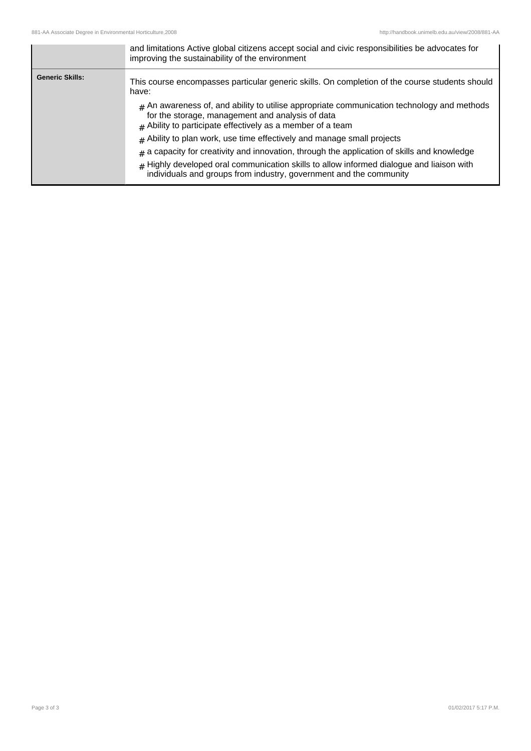| | |
|---|---|
| | and limitations Active global citizens accept social and civic responsibilities be advocates for improving the sustainability of the environment |
| **Generic Skills:** | This course encompasses particular generic skills. On completion of the course students should have: # An awareness of, and ability to utilise appropriate communication technology and methods for the storage, management and analysis of data # Ability to participate effectively as a member of a team # Ability to plan work, use time effectively and manage small projects # a capacity for creativity and innovation, through the application of skills and knowledge # Highly developed oral communication skills to allow informed dialogue and liaison with individuals and groups from industry, government and the community |